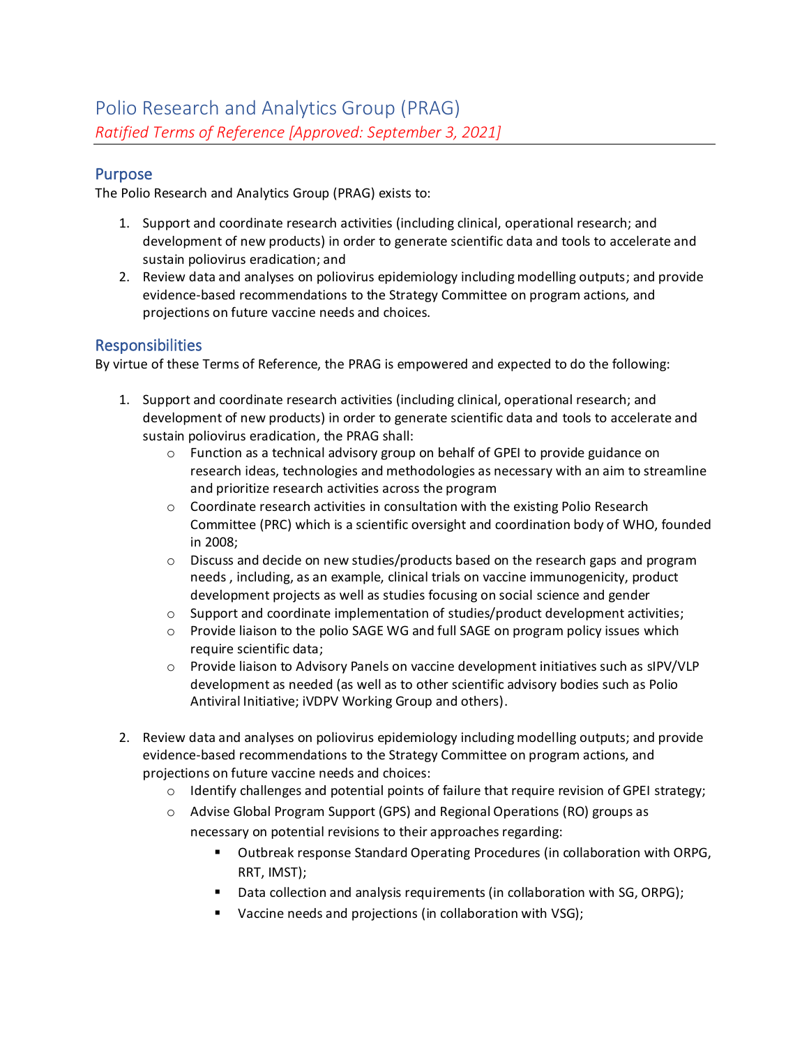# Polio Research and Analytics Group (PRAG)

*Ratified Terms of Reference [Approved: September 3, 2021]*

## Purpose

The Polio Research and Analytics Group (PRAG) exists to:

1. Support and coordinate research activities (including clinical, operational research; and development of new products) in order to generate scientific data and tools to accelerate and sustain poliovirus eradication; and
2. Review data and analyses on poliovirus epidemiology including modelling outputs; and provide evidence-based recommendations to the Strategy Committee on program actions, and projections on future vaccine needs and choices.

## Responsibilities

By virtue of these Terms of Reference, the PRAG is empowered and expected to do the following:

1. Support and coordinate research activities (including clinical, operational research; and development of new products) in order to generate scientific data and tools to accelerate and sustain poliovirus eradication, the PRAG shall:
   - Function as a technical advisory group on behalf of GPEI to provide guidance on research ideas, technologies and methodologies as necessary with an aim to streamline and prioritize research activities across the program
   - Coordinate research activities in consultation with the existing Polio Research Committee (PRC) which is a scientific oversight and coordination body of WHO, founded in 2008;
   - Discuss and decide on new studies/products based on the research gaps and program needs , including, as an example, clinical trials on vaccine immunogenicity, product development projects as well as studies focusing on social science and gender
   - Support and coordinate implementation of studies/product development activities;
   - Provide liaison to the polio SAGE WG and full SAGE on program policy issues which require scientific data;
   - Provide liaison to Advisory Panels on vaccine development initiatives such as sIPV/VLP development as needed (as well as to other scientific advisory bodies such as Polio Antiviral Initiative; iVDPV Working Group and others).

2. Review data and analyses on poliovirus epidemiology including modelling outputs; and provide evidence-based recommendations to the Strategy Committee on program actions, and projections on future vaccine needs and choices:
   - Identify challenges and potential points of failure that require revision of GPEI strategy;
   - Advise Global Program Support (GPS) and Regional Operations (RO) groups as necessary on potential revisions to their approaches regarding:
     - Outbreak response Standard Operating Procedures (in collaboration with ORPG, RRT, IMST);
     - Data collection and analysis requirements (in collaboration with SG, ORPG);
     - Vaccine needs and projections (in collaboration with VSG);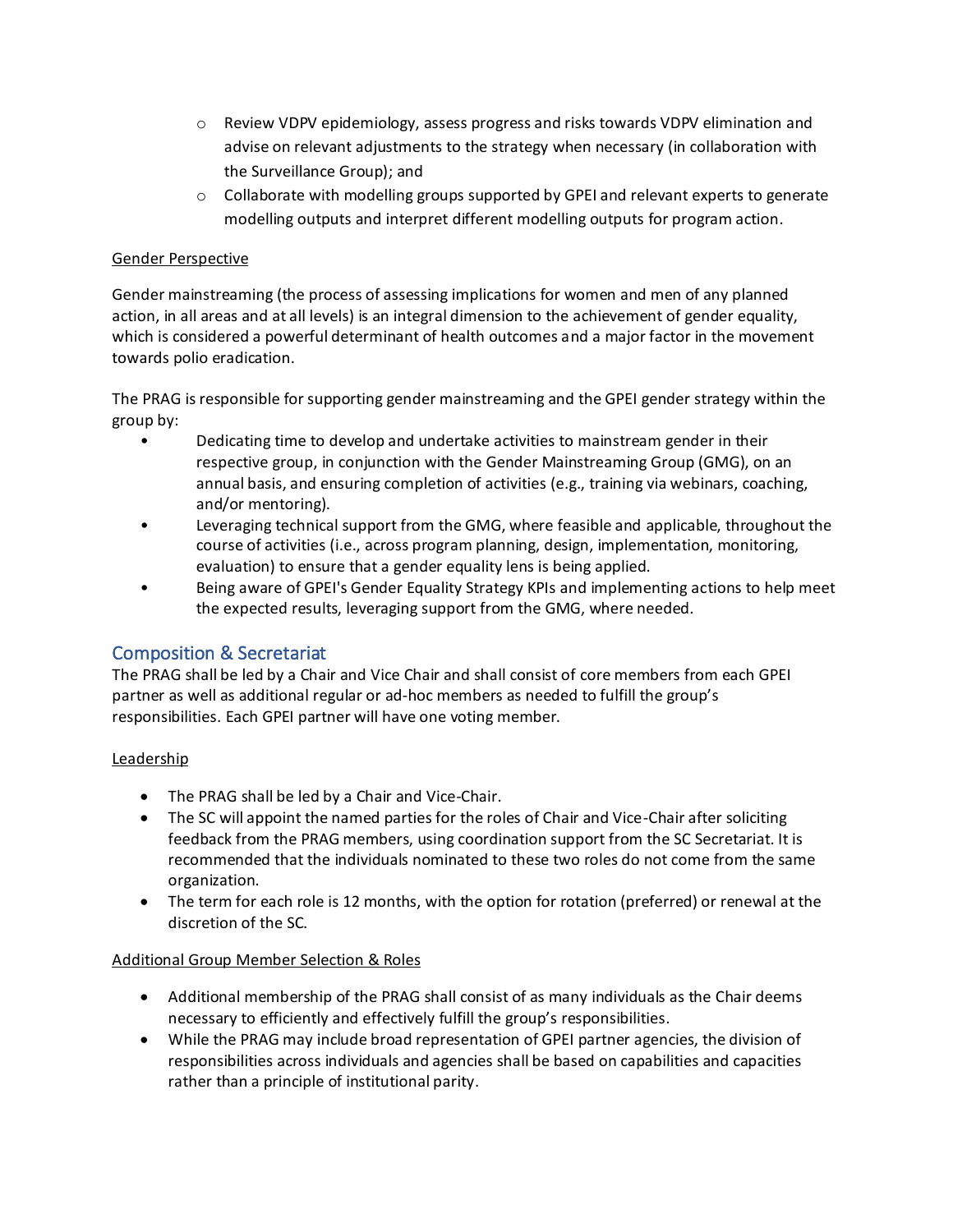- Review VDPV epidemiology, assess progress and risks towards VDPV elimination and advise on relevant adjustments to the strategy when necessary (in collaboration with the Surveillance Group); and
   - Collaborate with modelling groups supported by GPEI and relevant experts to generate modelling outputs and interpret different modelling outputs for program action.

<u>Gender Perspective</u>

Gender mainstreaming (the process of assessing implications for women and men of any planned action, in all areas and at all levels) is an integral dimension to the achievement of gender equality, which is considered a powerful determinant of health outcomes and a major factor in the movement towards polio eradication.

The PRAG is responsible for supporting gender mainstreaming and the GPEI gender strategy within the group by:

- Dedicating time to develop and undertake activities to mainstream gender in their respective group, in conjunction with the Gender Mainstreaming Group (GMG), on an annual basis, and ensuring completion of activities (e.g., training via webinars, coaching, and/or mentoring).
- Leveraging technical support from the GMG, where feasible and applicable, throughout the course of activities (i.e., across program planning, design, implementation, monitoring, evaluation) to ensure that a gender equality lens is being applied.
- Being aware of GPEI's Gender Equality Strategy KPIs and implementing actions to help meet the expected results, leveraging support from the GMG, where needed.

## Composition & Secretariat

The PRAG shall be led by a Chair and Vice Chair and shall consist of core members from each GPEI partner as well as additional regular or ad-hoc members as needed to fulfill the group's responsibilities. Each GPEI partner will have one voting member.

<u>Leadership</u>

- The PRAG shall be led by a Chair and Vice-Chair.
- The SC will appoint the named parties for the roles of Chair and Vice-Chair after soliciting feedback from the PRAG members, using coordination support from the SC Secretariat. It is recommended that the individuals nominated to these two roles do not come from the same organization.
- The term for each role is 12 months, with the option for rotation (preferred) or renewal at the discretion of the SC.

<u>Additional Group Member Selection & Roles</u>

- Additional membership of the PRAG shall consist of as many individuals as the Chair deems necessary to efficiently and effectively fulfill the group's responsibilities.
- While the PRAG may include broad representation of GPEI partner agencies, the division of responsibilities across individuals and agencies shall be based on capabilities and capacities rather than a principle of institutional parity.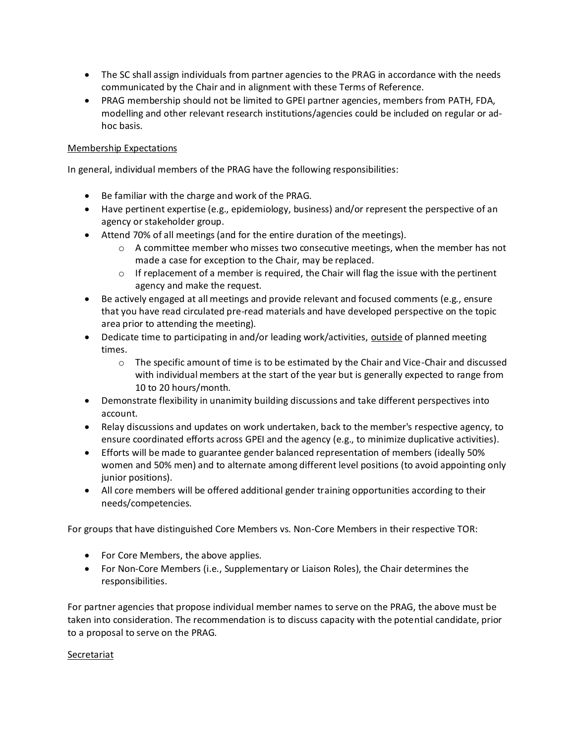- The SC shall assign individuals from partner agencies to the PRAG in accordance with the needs communicated by the Chair and in alignment with these Terms of Reference.
- PRAG membership should not be limited to GPEI partner agencies, members from PATH, FDA, modelling and other relevant research institutions/agencies could be included on regular or ad-hoc basis.

<u>Membership Expectations</u>

In general, individual members of the PRAG have the following responsibilities:

- Be familiar with the charge and work of the PRAG.
- Have pertinent expertise (e.g., epidemiology, business) and/or represent the perspective of an agency or stakeholder group.
- Attend 70% of all meetings (and for the entire duration of the meetings).
  - A committee member who misses two consecutive meetings, when the member has not made a case for exception to the Chair, may be replaced.
  - If replacement of a member is required, the Chair will flag the issue with the pertinent agency and make the request.
- Be actively engaged at all meetings and provide relevant and focused comments (e.g., ensure that you have read circulated pre-read materials and have developed perspective on the topic area prior to attending the meeting).
- Dedicate time to participating in and/or leading work/activities, <u>outside</u> of planned meeting times.
  - The specific amount of time is to be estimated by the Chair and Vice-Chair and discussed with individual members at the start of the year but is generally expected to range from 10 to 20 hours/month.
- Demonstrate flexibility in unanimity building discussions and take different perspectives into account.
- Relay discussions and updates on work undertaken, back to the member's respective agency, to ensure coordinated efforts across GPEI and the agency (e.g., to minimize duplicative activities).
- Efforts will be made to guarantee gender balanced representation of members (ideally 50% women and 50% men) and to alternate among different level positions (to avoid appointing only junior positions).
- All core members will be offered additional gender training opportunities according to their needs/competencies.

For groups that have distinguished Core Members vs. Non-Core Members in their respective TOR:

- For Core Members, the above applies.
- For Non-Core Members (i.e., Supplementary or Liaison Roles), the Chair determines the responsibilities.

For partner agencies that propose individual member names to serve on the PRAG, the above must be taken into consideration. The recommendation is to discuss capacity with the potential candidate, prior to a proposal to serve on the PRAG.

<u>Secretariat</u>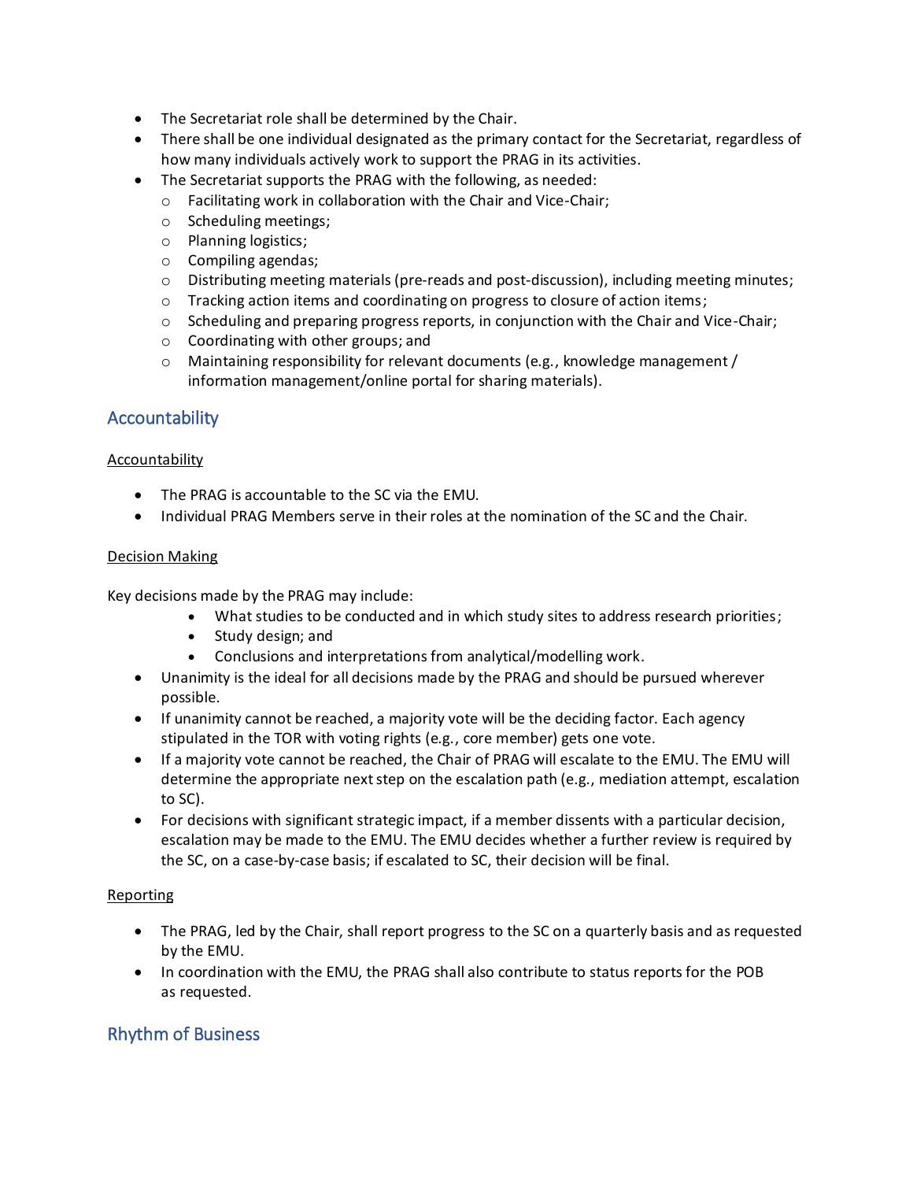- The Secretariat role shall be determined by the Chair.
- There shall be one individual designated as the primary contact for the Secretariat, regardless of how many individuals actively work to support the PRAG in its activities.
- The Secretariat supports the PRAG with the following, as needed:
  - Facilitating work in collaboration with the Chair and Vice-Chair;
  - Scheduling meetings;
  - Planning logistics;
  - Compiling agendas;
  - Distributing meeting materials (pre-reads and post-discussion), including meeting minutes;
  - Tracking action items and coordinating on progress to closure of action items;
  - Scheduling and preparing progress reports, in conjunction with the Chair and Vice-Chair;
  - Coordinating with other groups; and
  - Maintaining responsibility for relevant documents (e.g., knowledge management / information management/online portal for sharing materials).

## Accountability

<u>Accountability</u>

- The PRAG is accountable to the SC via the EMU.
- Individual PRAG Members serve in their roles at the nomination of the SC and the Chair.

<u>Decision Making</u>

Key decisions made by the PRAG may include:

- What studies to be conducted and in which study sites to address research priorities;
- Study design; and
- Conclusions and interpretations from analytical/modelling work.

- Unanimity is the ideal for all decisions made by the PRAG and should be pursued wherever possible.
- If unanimity cannot be reached, a majority vote will be the deciding factor. Each agency stipulated in the TOR with voting rights (e.g., core member) gets one vote.
- If a majority vote cannot be reached, the Chair of PRAG will escalate to the EMU. The EMU will determine the appropriate next step on the escalation path (e.g., mediation attempt, escalation to SC).
- For decisions with significant strategic impact, if a member dissents with a particular decision, escalation may be made to the EMU. The EMU decides whether a further review is required by the SC, on a case-by-case basis; if escalated to SC, their decision will be final.

<u>Reporting</u>

- The PRAG, led by the Chair, shall report progress to the SC on a quarterly basis and as requested by the EMU.
- In coordination with the EMU, the PRAG shall also contribute to status reports for the POB as requested.

## Rhythm of Business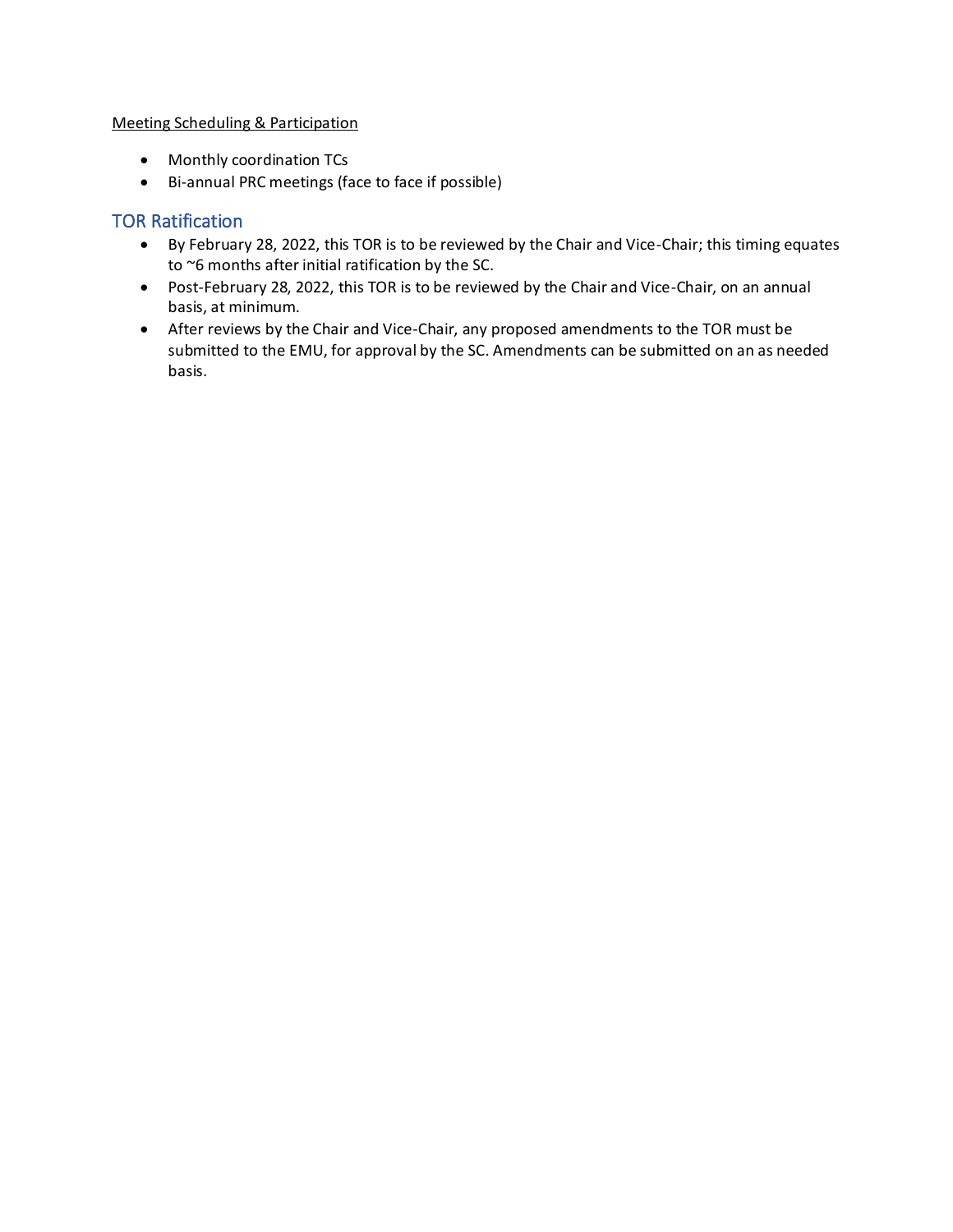<u>Meeting Scheduling & Participation</u>

- Monthly coordination TCs
- Bi-annual PRC meetings (face to face if possible)

## TOR Ratification

- By February 28, 2022, this TOR is to be reviewed by the Chair and Vice-Chair; this timing equates to ~6 months after initial ratification by the SC.
- Post-February 28, 2022, this TOR is to be reviewed by the Chair and Vice-Chair, on an annual basis, at minimum.
- After reviews by the Chair and Vice-Chair, any proposed amendments to the TOR must be submitted to the EMU, for approval by the SC. Amendments can be submitted on an as needed basis.